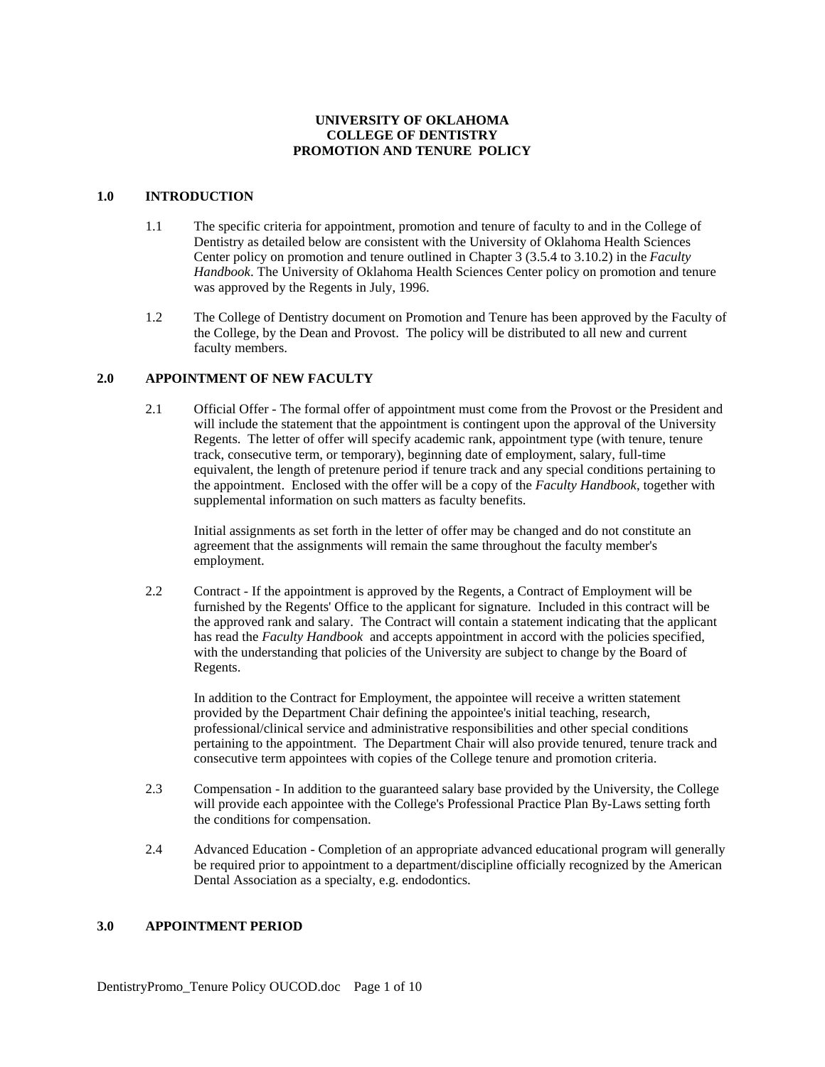# UNIVERSITY OF OKLAHOMA
# COLLEGE OF DENTISTRY
# PROMOTION AND TENURE POLICY

## 1.0 INTRODUCTION

1.1 The specific criteria for appointment, promotion and tenure of faculty to and in the College of Dentistry as detailed below are consistent with the University of Oklahoma Health Sciences Center policy on promotion and tenure outlined in Chapter 3 (3.5.4 to 3.10.2) in the *Faculty Handbook*. The University of Oklahoma Health Sciences Center policy on promotion and tenure was approved by the Regents in July, 1996.

1.2 The College of Dentistry document on Promotion and Tenure has been approved by the Faculty of the College, by the Dean and Provost. The policy will be distributed to all new and current faculty members.

## 2.0 APPOINTMENT OF NEW FACULTY

2.1 Official Offer - The formal offer of appointment must come from the Provost or the President and will include the statement that the appointment is contingent upon the approval of the University Regents. The letter of offer will specify academic rank, appointment type (with tenure, tenure track, consecutive term, or temporary), beginning date of employment, salary, full-time equivalent, the length of pretenure period if tenure track and any special conditions pertaining to the appointment. Enclosed with the offer will be a copy of the *Faculty Handbook*, together with supplemental information on such matters as faculty benefits.

Initial assignments as set forth in the letter of offer may be changed and do not constitute an agreement that the assignments will remain the same throughout the faculty member's employment.

2.2 Contract - If the appointment is approved by the Regents, a Contract of Employment will be furnished by the Regents' Office to the applicant for signature. Included in this contract will be the approved rank and salary. The Contract will contain a statement indicating that the applicant has read the *Faculty Handbook* and accepts appointment in accord with the policies specified, with the understanding that policies of the University are subject to change by the Board of Regents.

In addition to the Contract for Employment, the appointee will receive a written statement provided by the Department Chair defining the appointee's initial teaching, research, professional/clinical service and administrative responsibilities and other special conditions pertaining to the appointment. The Department Chair will also provide tenured, tenure track and consecutive term appointees with copies of the College tenure and promotion criteria.

2.3 Compensation - In addition to the guaranteed salary base provided by the University, the College will provide each appointee with the College's Professional Practice Plan By-Laws setting forth the conditions for compensation.

2.4 Advanced Education - Completion of an appropriate advanced educational program will generally be required prior to appointment to a department/discipline officially recognized by the American Dental Association as a specialty, e.g. endodontics.

## 3.0 APPOINTMENT PERIOD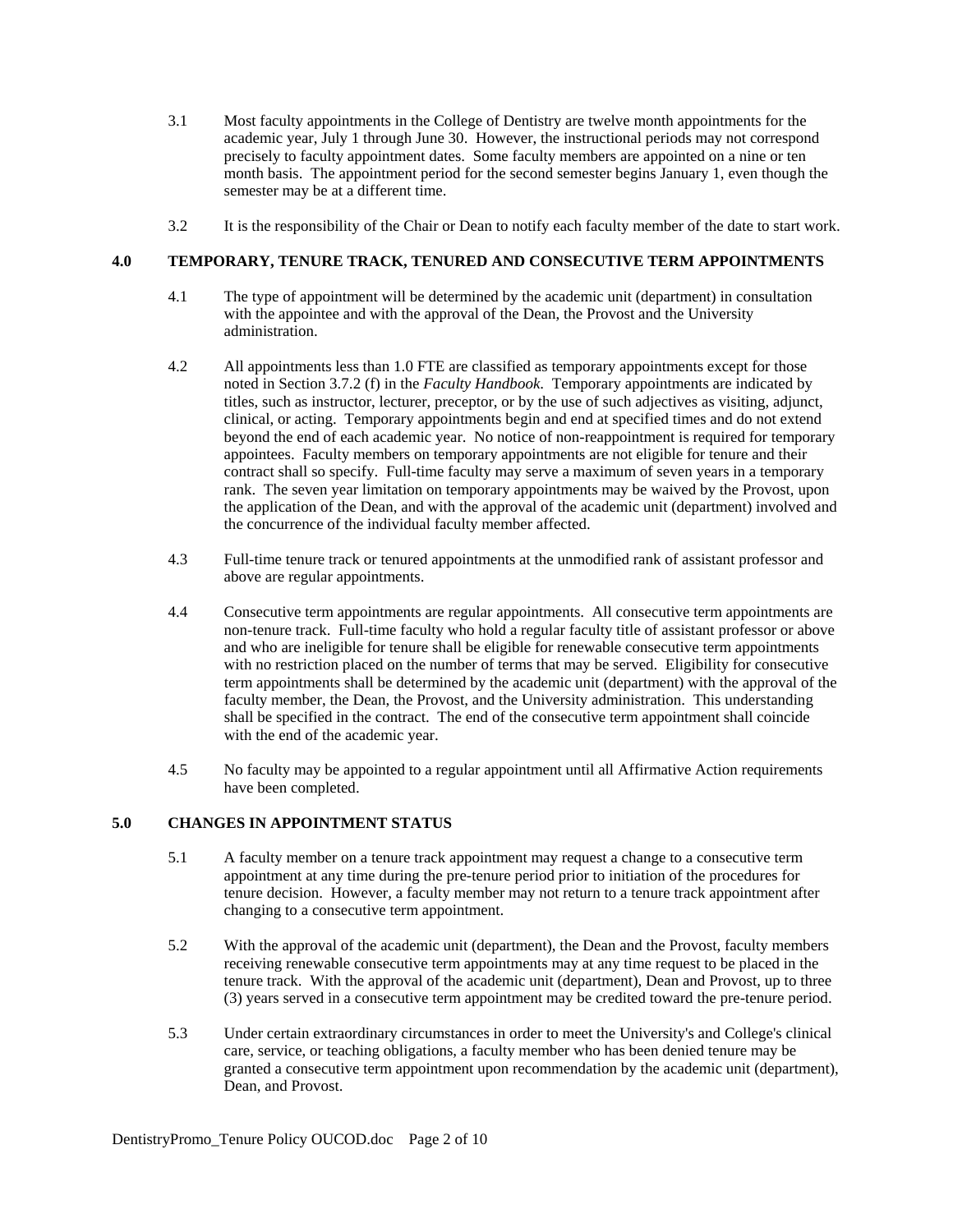3.1 Most faculty appointments in the College of Dentistry are twelve month appointments for the academic year, July 1 through June 30. However, the instructional periods may not correspond precisely to faculty appointment dates. Some faculty members are appointed on a nine or ten month basis. The appointment period for the second semester begins January 1, even though the semester may be at a different time.

3.2 It is the responsibility of the Chair or Dean to notify each faculty member of the date to start work.

## 4.0 TEMPORARY, TENURE TRACK, TENURED AND CONSECUTIVE TERM APPOINTMENTS

4.1 The type of appointment will be determined by the academic unit (department) in consultation with the appointee and with the approval of the Dean, the Provost and the University administration.

4.2 All appointments less than 1.0 FTE are classified as temporary appointments except for those noted in Section 3.7.2 (f) in the *Faculty Handbook*. Temporary appointments are indicated by titles, such as instructor, lecturer, preceptor, or by the use of such adjectives as visiting, adjunct, clinical, or acting. Temporary appointments begin and end at specified times and do not extend beyond the end of each academic year. No notice of non-reappointment is required for temporary appointees. Faculty members on temporary appointments are not eligible for tenure and their contract shall so specify. Full-time faculty may serve a maximum of seven years in a temporary rank. The seven year limitation on temporary appointments may be waived by the Provost, upon the application of the Dean, and with the approval of the academic unit (department) involved and the concurrence of the individual faculty member affected.

4.3 Full-time tenure track or tenured appointments at the unmodified rank of assistant professor and above are regular appointments.

4.4 Consecutive term appointments are regular appointments. All consecutive term appointments are non-tenure track. Full-time faculty who hold a regular faculty title of assistant professor or above and who are ineligible for tenure shall be eligible for renewable consecutive term appointments with no restriction placed on the number of terms that may be served. Eligibility for consecutive term appointments shall be determined by the academic unit (department) with the approval of the faculty member, the Dean, the Provost, and the University administration. This understanding shall be specified in the contract. The end of the consecutive term appointment shall coincide with the end of the academic year.

4.5 No faculty may be appointed to a regular appointment until all Affirmative Action requirements have been completed.

## 5.0 CHANGES IN APPOINTMENT STATUS

5.1 A faculty member on a tenure track appointment may request a change to a consecutive term appointment at any time during the pre-tenure period prior to initiation of the procedures for tenure decision. However, a faculty member may not return to a tenure track appointment after changing to a consecutive term appointment.

5.2 With the approval of the academic unit (department), the Dean and the Provost, faculty members receiving renewable consecutive term appointments may at any time request to be placed in the tenure track. With the approval of the academic unit (department), Dean and Provost, up to three (3) years served in a consecutive term appointment may be credited toward the pre-tenure period.

5.3 Under certain extraordinary circumstances in order to meet the University's and College's clinical care, service, or teaching obligations, a faculty member who has been denied tenure may be granted a consecutive term appointment upon recommendation by the academic unit (department), Dean, and Provost.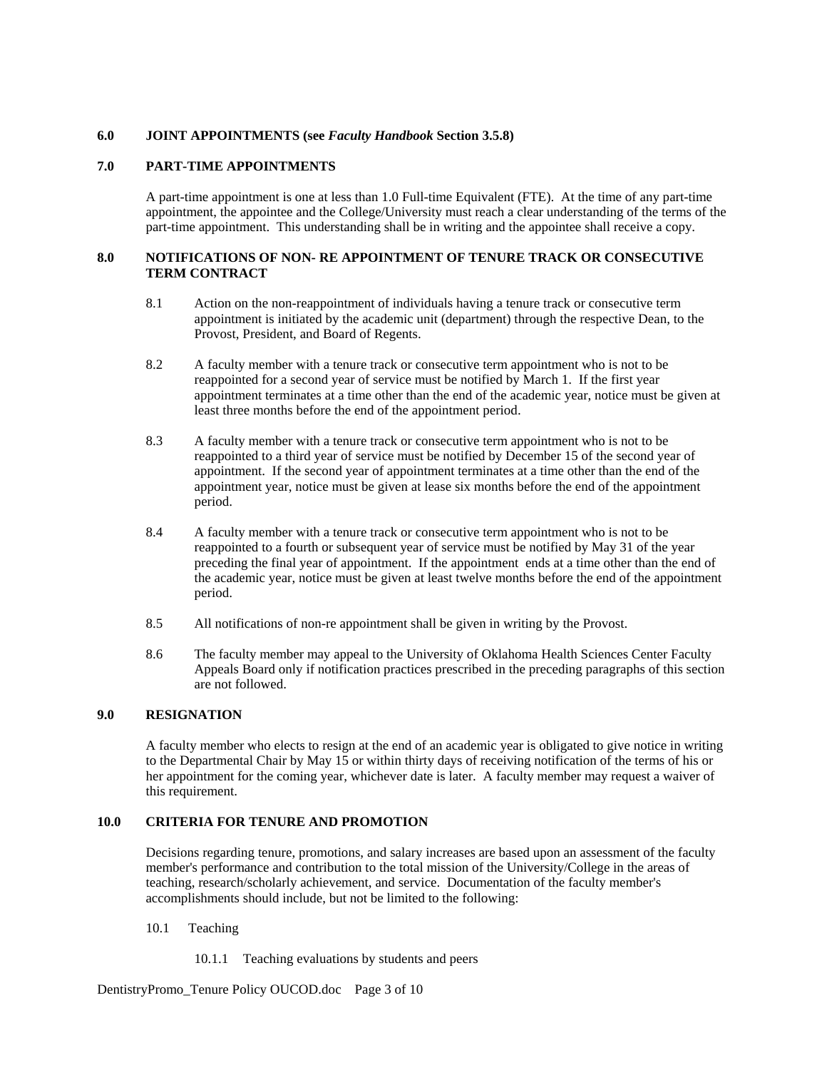## 6.0 JOINT APPOINTMENTS (see *Faculty Handbook* Section 3.5.8)

## 7.0 PART-TIME APPOINTMENTS

A part-time appointment is one at less than 1.0 Full-time Equivalent (FTE). At the time of any part-time appointment, the appointee and the College/University must reach a clear understanding of the terms of the part-time appointment. This understanding shall be in writing and the appointee shall receive a copy.

## 8.0 NOTIFICATIONS OF NON- RE APPOINTMENT OF TENURE TRACK OR CONSECUTIVE TERM CONTRACT

8.1 Action on the non-reappointment of individuals having a tenure track or consecutive term appointment is initiated by the academic unit (department) through the respective Dean, to the Provost, President, and Board of Regents.

8.2 A faculty member with a tenure track or consecutive term appointment who is not to be reappointed for a second year of service must be notified by March 1. If the first year appointment terminates at a time other than the end of the academic year, notice must be given at least three months before the end of the appointment period.

8.3 A faculty member with a tenure track or consecutive term appointment who is not to be reappointed to a third year of service must be notified by December 15 of the second year of appointment. If the second year of appointment terminates at a time other than the end of the appointment year, notice must be given at lease six months before the end of the appointment period.

8.4 A faculty member with a tenure track or consecutive term appointment who is not to be reappointed to a fourth or subsequent year of service must be notified by May 31 of the year preceding the final year of appointment. If the appointment ends at a time other than the end of the academic year, notice must be given at least twelve months before the end of the appointment period.

8.5 All notifications of non-re appointment shall be given in writing by the Provost.

8.6 The faculty member may appeal to the University of Oklahoma Health Sciences Center Faculty Appeals Board only if notification practices prescribed in the preceding paragraphs of this section are not followed.

## 9.0 RESIGNATION

A faculty member who elects to resign at the end of an academic year is obligated to give notice in writing to the Departmental Chair by May 15 or within thirty days of receiving notification of the terms of his or her appointment for the coming year, whichever date is later. A faculty member may request a waiver of this requirement.

## 10.0 CRITERIA FOR TENURE AND PROMOTION

Decisions regarding tenure, promotions, and salary increases are based upon an assessment of the faculty member's performance and contribution to the total mission of the University/College in the areas of teaching, research/scholarly achievement, and service. Documentation of the faculty member's accomplishments should include, but not be limited to the following:

10.1 Teaching

10.1.1 Teaching evaluations by students and peers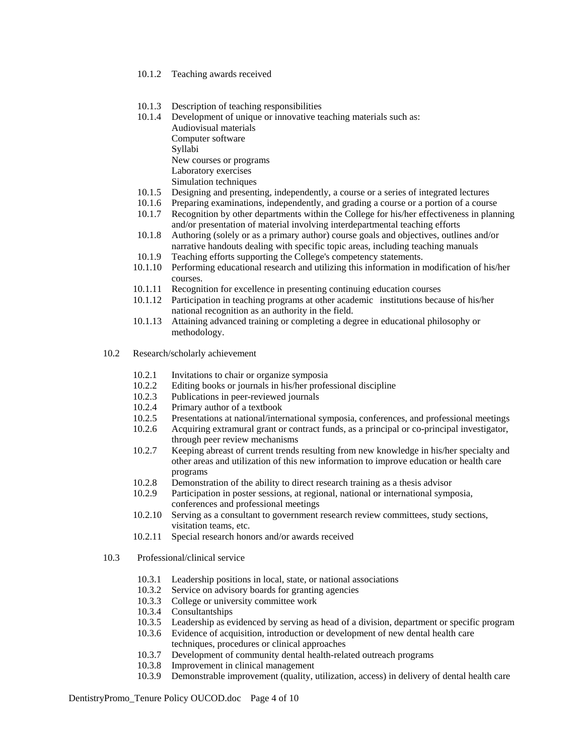10.1.2 Teaching awards received

10.1.3 Description of teaching responsibilities

10.1.4 Development of unique or innovative teaching materials such as:
Audiovisual materials
Computer software
Syllabi
New courses or programs
Laboratory exercises
Simulation techniques

10.1.5 Designing and presenting, independently, a course or a series of integrated lectures

10.1.6 Preparing examinations, independently, and grading a course or a portion of a course

10.1.7 Recognition by other departments within the College for his/her effectiveness in planning and/or presentation of material involving interdepartmental teaching efforts

10.1.8 Authoring (solely or as a primary author) course goals and objectives, outlines and/or narrative handouts dealing with specific topic areas, including teaching manuals

10.1.9 Teaching efforts supporting the College's competency statements.

10.1.10 Performing educational research and utilizing this information in modification of his/her courses.

10.1.11 Recognition for excellence in presenting continuing education courses

10.1.12 Participation in teaching programs at other academic institutions because of his/her national recognition as an authority in the field.

10.1.13 Attaining advanced training or completing a degree in educational philosophy or methodology.

10.2 Research/scholarly achievement

10.2.1 Invitations to chair or organize symposia

10.2.2 Editing books or journals in his/her professional discipline

10.2.3 Publications in peer-reviewed journals

10.2.4 Primary author of a textbook

10.2.5 Presentations at national/international symposia, conferences, and professional meetings

10.2.6 Acquiring extramural grant or contract funds, as a principal or co-principal investigator, through peer review mechanisms

10.2.7 Keeping abreast of current trends resulting from new knowledge in his/her specialty and other areas and utilization of this new information to improve education or health care programs

10.2.8 Demonstration of the ability to direct research training as a thesis advisor

10.2.9 Participation in poster sessions, at regional, national or international symposia, conferences and professional meetings

10.2.10 Serving as a consultant to government research review committees, study sections, visitation teams, etc.

10.2.11 Special research honors and/or awards received

10.3 Professional/clinical service

10.3.1 Leadership positions in local, state, or national associations

10.3.2 Service on advisory boards for granting agencies

10.3.3 College or university committee work

10.3.4 Consultantships

10.3.5 Leadership as evidenced by serving as head of a division, department or specific program

10.3.6 Evidence of acquisition, introduction or development of new dental health care techniques, procedures or clinical approaches

10.3.7 Development of community dental health-related outreach programs

10.3.8 Improvement in clinical management

10.3.9 Demonstrable improvement (quality, utilization, access) in delivery of dental health care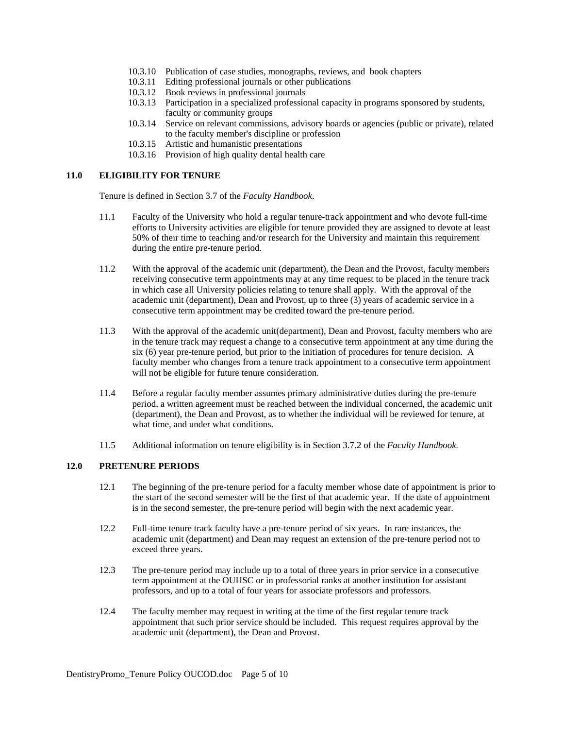- 10.3.10 Publication of case studies, monographs, reviews, and book chapters
- 10.3.11 Editing professional journals or other publications
- 10.3.12 Book reviews in professional journals
- 10.3.13 Participation in a specialized professional capacity in programs sponsored by students, faculty or community groups
- 10.3.14 Service on relevant commissions, advisory boards or agencies (public or private), related to the faculty member's discipline or profession
- 10.3.15 Artistic and humanistic presentations
- 10.3.16 Provision of high quality dental health care

## 11.0 ELIGIBILITY FOR TENURE

Tenure is defined in Section 3.7 of the *Faculty Handbook*.

11.1 Faculty of the University who hold a regular tenure-track appointment and who devote full-time efforts to University activities are eligible for tenure provided they are assigned to devote at least 50% of their time to teaching and/or research for the University and maintain this requirement during the entire pre-tenure period.

11.2 With the approval of the academic unit (department), the Dean and the Provost, faculty members receiving consecutive term appointments may at any time request to be placed in the tenure track in which case all University policies relating to tenure shall apply. With the approval of the academic unit (department), Dean and Provost, up to three (3) years of academic service in a consecutive term appointment may be credited toward the pre-tenure period.

11.3 With the approval of the academic unit(department), Dean and Provost, faculty members who are in the tenure track may request a change to a consecutive term appointment at any time during the six (6) year pre-tenure period, but prior to the initiation of procedures for tenure decision. A faculty member who changes from a tenure track appointment to a consecutive term appointment will not be eligible for future tenure consideration.

11.4 Before a regular faculty member assumes primary administrative duties during the pre-tenure period, a written agreement must be reached between the individual concerned, the academic unit (department), the Dean and Provost, as to whether the individual will be reviewed for tenure, at what time, and under what conditions.

11.5 Additional information on tenure eligibility is in Section 3.7.2 of the *Faculty Handbook.*

## 12.0 PRETENURE PERIODS

12.1 The beginning of the pre-tenure period for a faculty member whose date of appointment is prior to the start of the second semester will be the first of that academic year. If the date of appointment is in the second semester, the pre-tenure period will begin with the next academic year.

12.2 Full-time tenure track faculty have a pre-tenure period of six years. In rare instances, the academic unit (department) and Dean may request an extension of the pre-tenure period not to exceed three years.

12.3 The pre-tenure period may include up to a total of three years in prior service in a consecutive term appointment at the OUHSC or in professorial ranks at another institution for assistant professors, and up to a total of four years for associate professors and professors.

12.4 The faculty member may request in writing at the time of the first regular tenure track appointment that such prior service should be included. This request requires approval by the academic unit (department), the Dean and Provost.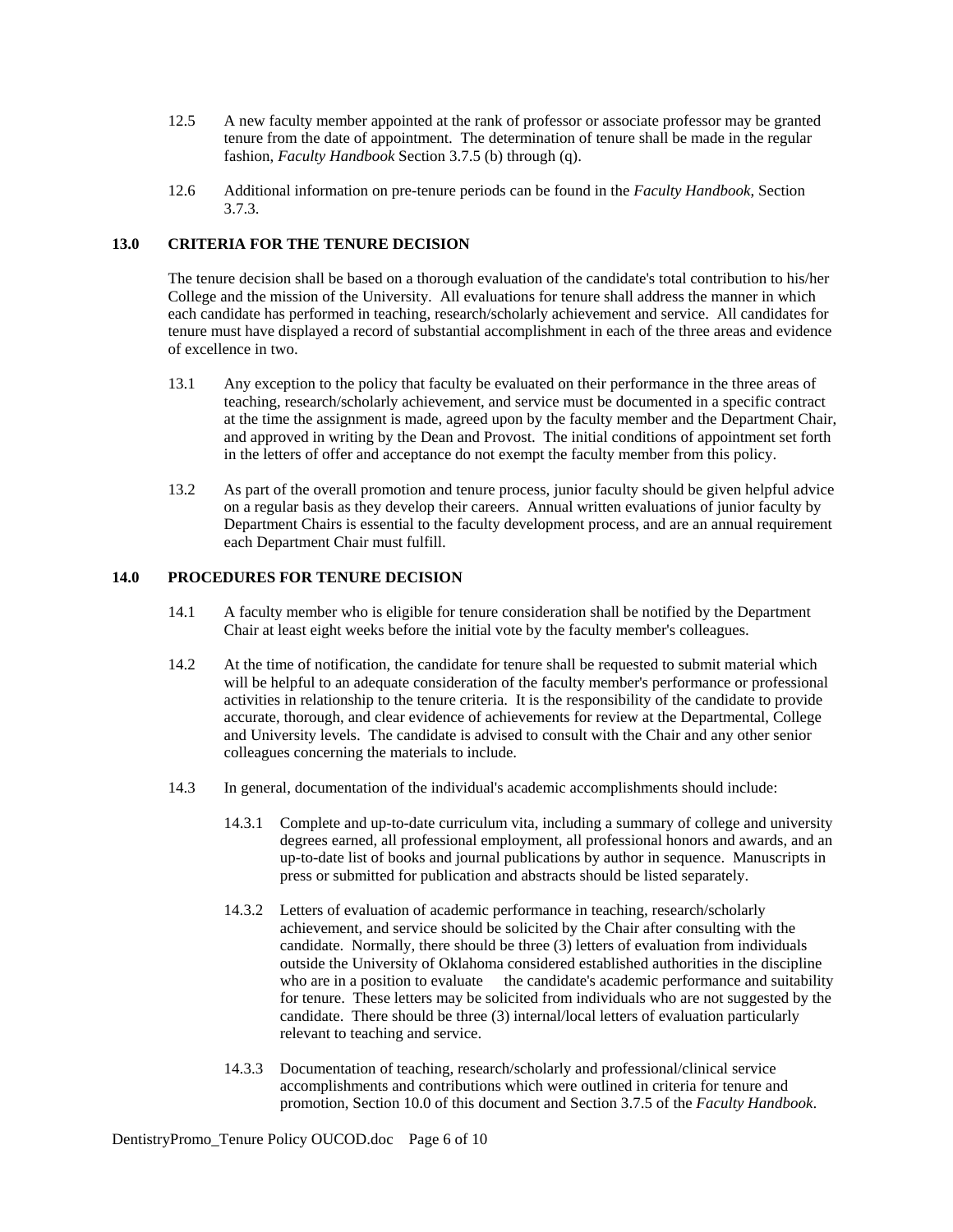12.5 A new faculty member appointed at the rank of professor or associate professor may be granted tenure from the date of appointment. The determination of tenure shall be made in the regular fashion, *Faculty Handbook* Section 3.7.5 (b) through (q).

12.6 Additional information on pre-tenure periods can be found in the *Faculty Handbook*, Section 3.7.3.

## 13.0 CRITERIA FOR THE TENURE DECISION

The tenure decision shall be based on a thorough evaluation of the candidate's total contribution to his/her College and the mission of the University. All evaluations for tenure shall address the manner in which each candidate has performed in teaching, research/scholarly achievement and service. All candidates for tenure must have displayed a record of substantial accomplishment in each of the three areas and evidence of excellence in two.

13.1 Any exception to the policy that faculty be evaluated on their performance in the three areas of teaching, research/scholarly achievement, and service must be documented in a specific contract at the time the assignment is made, agreed upon by the faculty member and the Department Chair, and approved in writing by the Dean and Provost. The initial conditions of appointment set forth in the letters of offer and acceptance do not exempt the faculty member from this policy.

13.2 As part of the overall promotion and tenure process, junior faculty should be given helpful advice on a regular basis as they develop their careers. Annual written evaluations of junior faculty by Department Chairs is essential to the faculty development process, and are an annual requirement each Department Chair must fulfill.

## 14.0 PROCEDURES FOR TENURE DECISION

14.1 A faculty member who is eligible for tenure consideration shall be notified by the Department Chair at least eight weeks before the initial vote by the faculty member's colleagues.

14.2 At the time of notification, the candidate for tenure shall be requested to submit material which will be helpful to an adequate consideration of the faculty member's performance or professional activities in relationship to the tenure criteria. It is the responsibility of the candidate to provide accurate, thorough, and clear evidence of achievements for review at the Departmental, College and University levels. The candidate is advised to consult with the Chair and any other senior colleagues concerning the materials to include.

14.3 In general, documentation of the individual's academic accomplishments should include:

14.3.1 Complete and up-to-date curriculum vita, including a summary of college and university degrees earned, all professional employment, all professional honors and awards, and an up-to-date list of books and journal publications by author in sequence. Manuscripts in press or submitted for publication and abstracts should be listed separately.

14.3.2 Letters of evaluation of academic performance in teaching, research/scholarly achievement, and service should be solicited by the Chair after consulting with the candidate. Normally, there should be three (3) letters of evaluation from individuals outside the University of Oklahoma considered established authorities in the discipline who are in a position to evaluate the candidate's academic performance and suitability for tenure. These letters may be solicited from individuals who are not suggested by the candidate. There should be three (3) internal/local letters of evaluation particularly relevant to teaching and service.

14.3.3 Documentation of teaching, research/scholarly and professional/clinical service accomplishments and contributions which were outlined in criteria for tenure and promotion, Section 10.0 of this document and Section 3.7.5 of the *Faculty Handbook*.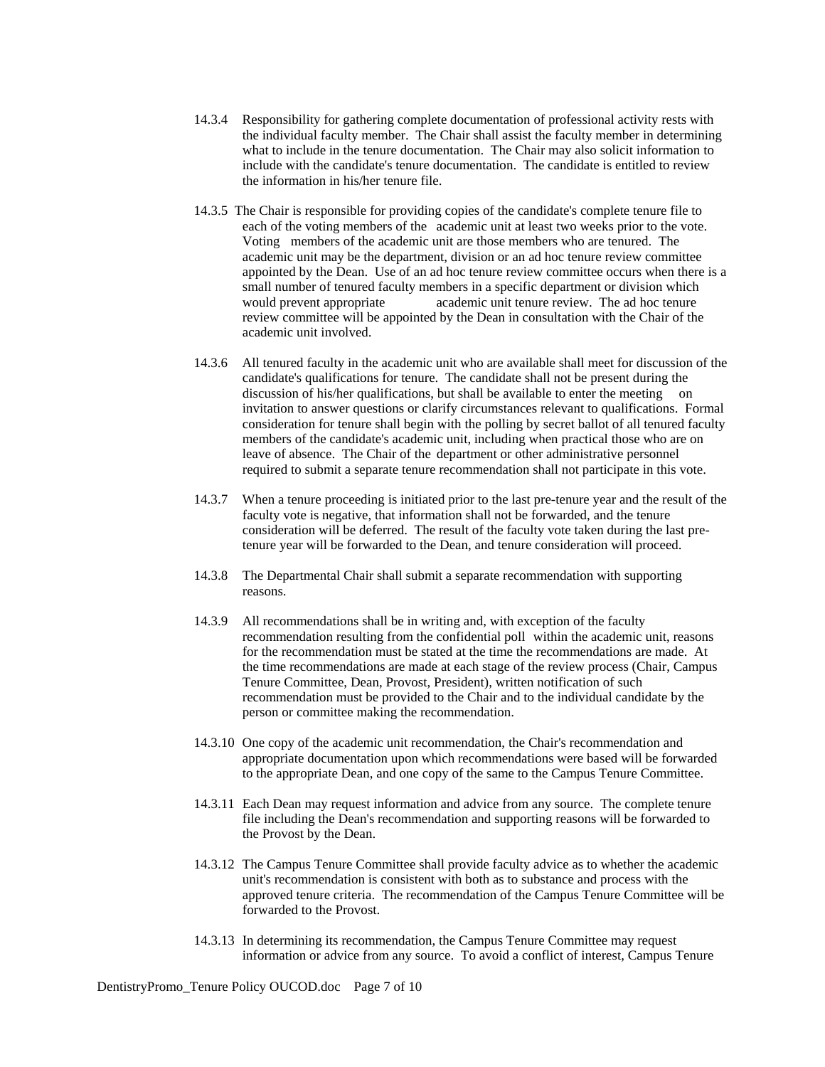14.3.4 Responsibility for gathering complete documentation of professional activity rests with the individual faculty member. The Chair shall assist the faculty member in determining what to include in the tenure documentation. The Chair may also solicit information to include with the candidate's tenure documentation. The candidate is entitled to review the information in his/her tenure file.

14.3.5 The Chair is responsible for providing copies of the candidate's complete tenure file to each of the voting members of the academic unit at least two weeks prior to the vote. Voting members of the academic unit are those members who are tenured. The academic unit may be the department, division or an ad hoc tenure review committee appointed by the Dean. Use of an ad hoc tenure review committee occurs when there is a small number of tenured faculty members in a specific department or division which would prevent appropriate academic unit tenure review. The ad hoc tenure review committee will be appointed by the Dean in consultation with the Chair of the academic unit involved.

14.3.6 All tenured faculty in the academic unit who are available shall meet for discussion of the candidate's qualifications for tenure. The candidate shall not be present during the discussion of his/her qualifications, but shall be available to enter the meeting on invitation to answer questions or clarify circumstances relevant to qualifications. Formal consideration for tenure shall begin with the polling by secret ballot of all tenured faculty members of the candidate's academic unit, including when practical those who are on leave of absence. The Chair of the department or other administrative personnel required to submit a separate tenure recommendation shall not participate in this vote.

14.3.7 When a tenure proceeding is initiated prior to the last pre-tenure year and the result of the faculty vote is negative, that information shall not be forwarded, and the tenure consideration will be deferred. The result of the faculty vote taken during the last pre-tenure year will be forwarded to the Dean, and tenure consideration will proceed.

14.3.8 The Departmental Chair shall submit a separate recommendation with supporting reasons.

14.3.9 All recommendations shall be in writing and, with exception of the faculty recommendation resulting from the confidential poll within the academic unit, reasons for the recommendation must be stated at the time the recommendations are made. At the time recommendations are made at each stage of the review process (Chair, Campus Tenure Committee, Dean, Provost, President), written notification of such recommendation must be provided to the Chair and to the individual candidate by the person or committee making the recommendation.

14.3.10 One copy of the academic unit recommendation, the Chair's recommendation and appropriate documentation upon which recommendations were based will be forwarded to the appropriate Dean, and one copy of the same to the Campus Tenure Committee.

14.3.11 Each Dean may request information and advice from any source. The complete tenure file including the Dean's recommendation and supporting reasons will be forwarded to the Provost by the Dean.

14.3.12 The Campus Tenure Committee shall provide faculty advice as to whether the academic unit's recommendation is consistent with both as to substance and process with the approved tenure criteria. The recommendation of the Campus Tenure Committee will be forwarded to the Provost.

14.3.13 In determining its recommendation, the Campus Tenure Committee may request information or advice from any source. To avoid a conflict of interest, Campus Tenure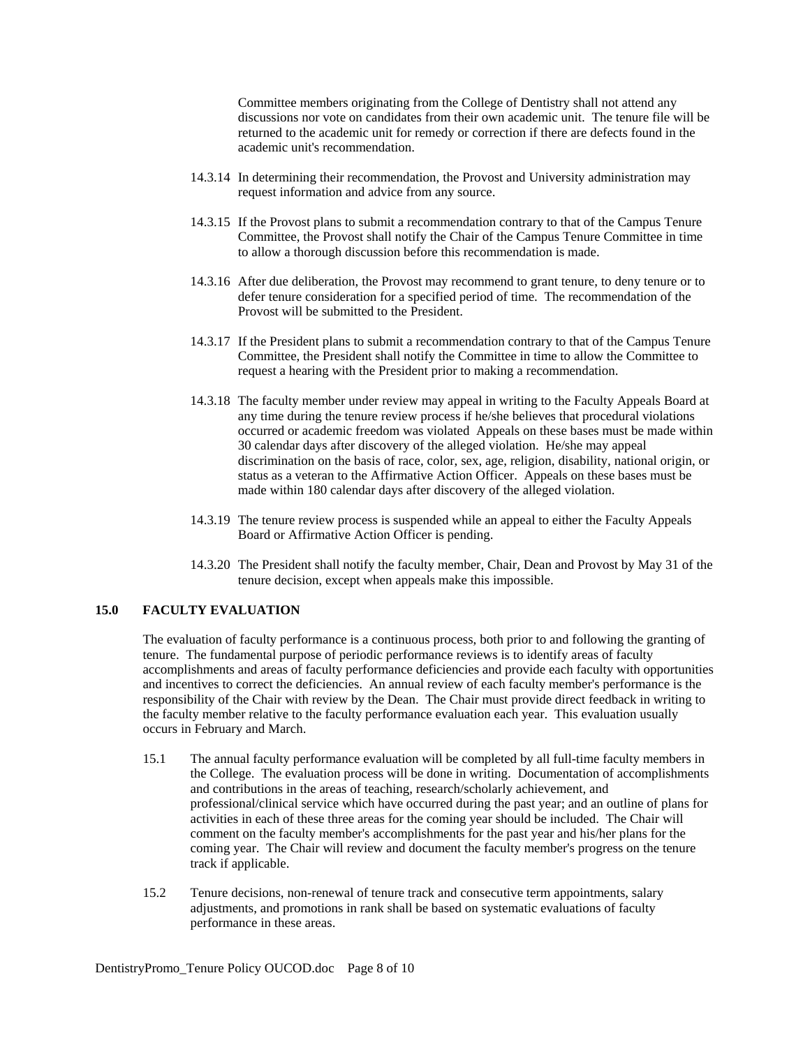Committee members originating from the College of Dentistry shall not attend any discussions nor vote on candidates from their own academic unit. The tenure file will be returned to the academic unit for remedy or correction if there are defects found in the academic unit's recommendation.

14.3.14 In determining their recommendation, the Provost and University administration may request information and advice from any source.

14.3.15 If the Provost plans to submit a recommendation contrary to that of the Campus Tenure Committee, the Provost shall notify the Chair of the Campus Tenure Committee in time to allow a thorough discussion before this recommendation is made.

14.3.16 After due deliberation, the Provost may recommend to grant tenure, to deny tenure or to defer tenure consideration for a specified period of time. The recommendation of the Provost will be submitted to the President.

14.3.17 If the President plans to submit a recommendation contrary to that of the Campus Tenure Committee, the President shall notify the Committee in time to allow the Committee to request a hearing with the President prior to making a recommendation.

14.3.18 The faculty member under review may appeal in writing to the Faculty Appeals Board at any time during the tenure review process if he/she believes that procedural violations occurred or academic freedom was violated Appeals on these bases must be made within 30 calendar days after discovery of the alleged violation. He/she may appeal discrimination on the basis of race, color, sex, age, religion, disability, national origin, or status as a veteran to the Affirmative Action Officer. Appeals on these bases must be made within 180 calendar days after discovery of the alleged violation.

14.3.19 The tenure review process is suspended while an appeal to either the Faculty Appeals Board or Affirmative Action Officer is pending.

14.3.20 The President shall notify the faculty member, Chair, Dean and Provost by May 31 of the tenure decision, except when appeals make this impossible.

## 15.0 FACULTY EVALUATION

The evaluation of faculty performance is a continuous process, both prior to and following the granting of tenure. The fundamental purpose of periodic performance reviews is to identify areas of faculty accomplishments and areas of faculty performance deficiencies and provide each faculty with opportunities and incentives to correct the deficiencies. An annual review of each faculty member's performance is the responsibility of the Chair with review by the Dean. The Chair must provide direct feedback in writing to the faculty member relative to the faculty performance evaluation each year. This evaluation usually occurs in February and March.

15.1 The annual faculty performance evaluation will be completed by all full-time faculty members in the College. The evaluation process will be done in writing. Documentation of accomplishments and contributions in the areas of teaching, research/scholarly achievement, and professional/clinical service which have occurred during the past year; and an outline of plans for activities in each of these three areas for the coming year should be included. The Chair will comment on the faculty member's accomplishments for the past year and his/her plans for the coming year. The Chair will review and document the faculty member's progress on the tenure track if applicable.

15.2 Tenure decisions, non-renewal of tenure track and consecutive term appointments, salary adjustments, and promotions in rank shall be based on systematic evaluations of faculty performance in these areas.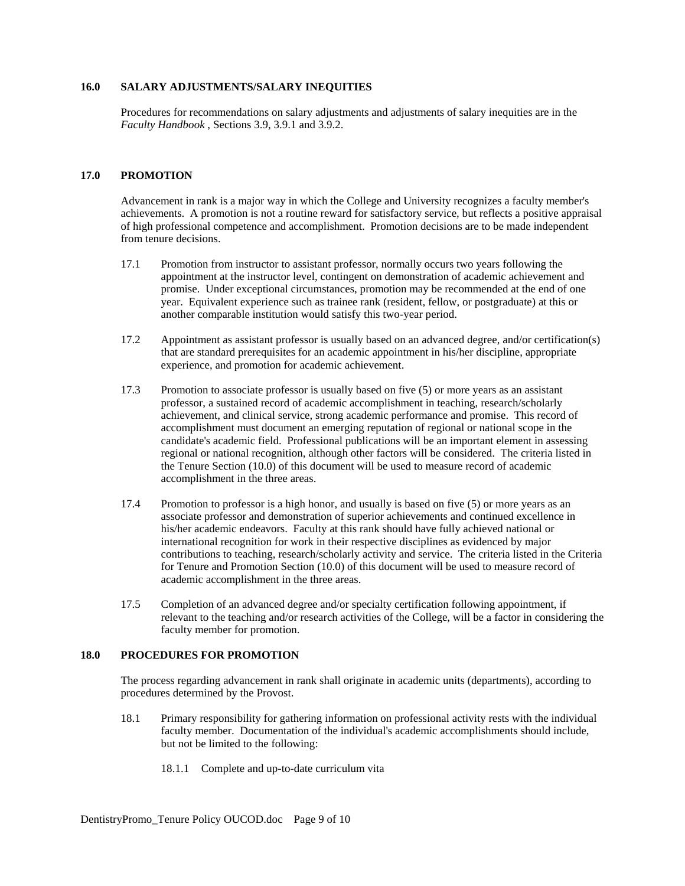## 16.0 SALARY ADJUSTMENTS/SALARY INEQUITIES

Procedures for recommendations on salary adjustments and adjustments of salary inequities are in the *Faculty Handbook* , Sections 3.9, 3.9.1 and 3.9.2.

## 17.0 PROMOTION

Advancement in rank is a major way in which the College and University recognizes a faculty member's achievements. A promotion is not a routine reward for satisfactory service, but reflects a positive appraisal of high professional competence and accomplishment. Promotion decisions are to be made independent from tenure decisions.

17.1 Promotion from instructor to assistant professor, normally occurs two years following the appointment at the instructor level, contingent on demonstration of academic achievement and promise. Under exceptional circumstances, promotion may be recommended at the end of one year. Equivalent experience such as trainee rank (resident, fellow, or postgraduate) at this or another comparable institution would satisfy this two-year period.

17.2 Appointment as assistant professor is usually based on an advanced degree, and/or certification(s) that are standard prerequisites for an academic appointment in his/her discipline, appropriate experience, and promotion for academic achievement.

17.3 Promotion to associate professor is usually based on five (5) or more years as an assistant professor, a sustained record of academic accomplishment in teaching, research/scholarly achievement, and clinical service, strong academic performance and promise. This record of accomplishment must document an emerging reputation of regional or national scope in the candidate's academic field. Professional publications will be an important element in assessing regional or national recognition, although other factors will be considered. The criteria listed in the Tenure Section (10.0) of this document will be used to measure record of academic accomplishment in the three areas.

17.4 Promotion to professor is a high honor, and usually is based on five (5) or more years as an associate professor and demonstration of superior achievements and continued excellence in his/her academic endeavors. Faculty at this rank should have fully achieved national or international recognition for work in their respective disciplines as evidenced by major contributions to teaching, research/scholarly activity and service. The criteria listed in the Criteria for Tenure and Promotion Section (10.0) of this document will be used to measure record of academic accomplishment in the three areas.

17.5 Completion of an advanced degree and/or specialty certification following appointment, if relevant to the teaching and/or research activities of the College, will be a factor in considering the faculty member for promotion.

## 18.0 PROCEDURES FOR PROMOTION

The process regarding advancement in rank shall originate in academic units (departments), according to procedures determined by the Provost.

18.1 Primary responsibility for gathering information on professional activity rests with the individual faculty member. Documentation of the individual's academic accomplishments should include, but not be limited to the following:

18.1.1 Complete and up-to-date curriculum vita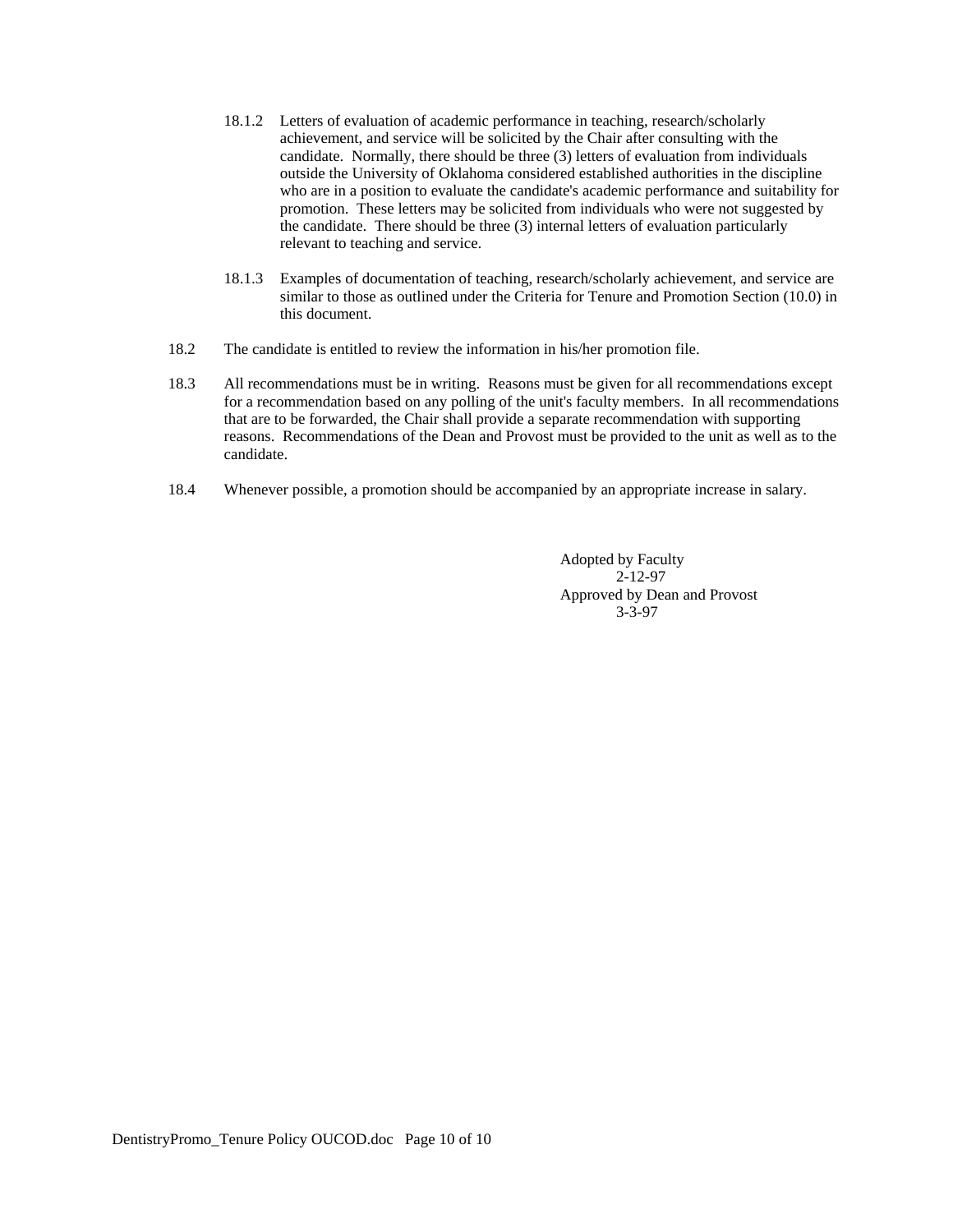18.1.2 Letters of evaluation of academic performance in teaching, research/scholarly achievement, and service will be solicited by the Chair after consulting with the candidate. Normally, there should be three (3) letters of evaluation from individuals outside the University of Oklahoma considered established authorities in the discipline who are in a position to evaluate the candidate's academic performance and suitability for promotion. These letters may be solicited from individuals who were not suggested by the candidate. There should be three (3) internal letters of evaluation particularly relevant to teaching and service.

18.1.3 Examples of documentation of teaching, research/scholarly achievement, and service are similar to those as outlined under the Criteria for Tenure and Promotion Section (10.0) in this document.

18.2 The candidate is entitled to review the information in his/her promotion file.

18.3 All recommendations must be in writing. Reasons must be given for all recommendations except for a recommendation based on any polling of the unit's faculty members. In all recommendations that are to be forwarded, the Chair shall provide a separate recommendation with supporting reasons. Recommendations of the Dean and Provost must be provided to the unit as well as to the candidate.

18.4 Whenever possible, a promotion should be accompanied by an appropriate increase in salary.

Adopted by Faculty
2-12-97
Approved by Dean and Provost
3-3-97